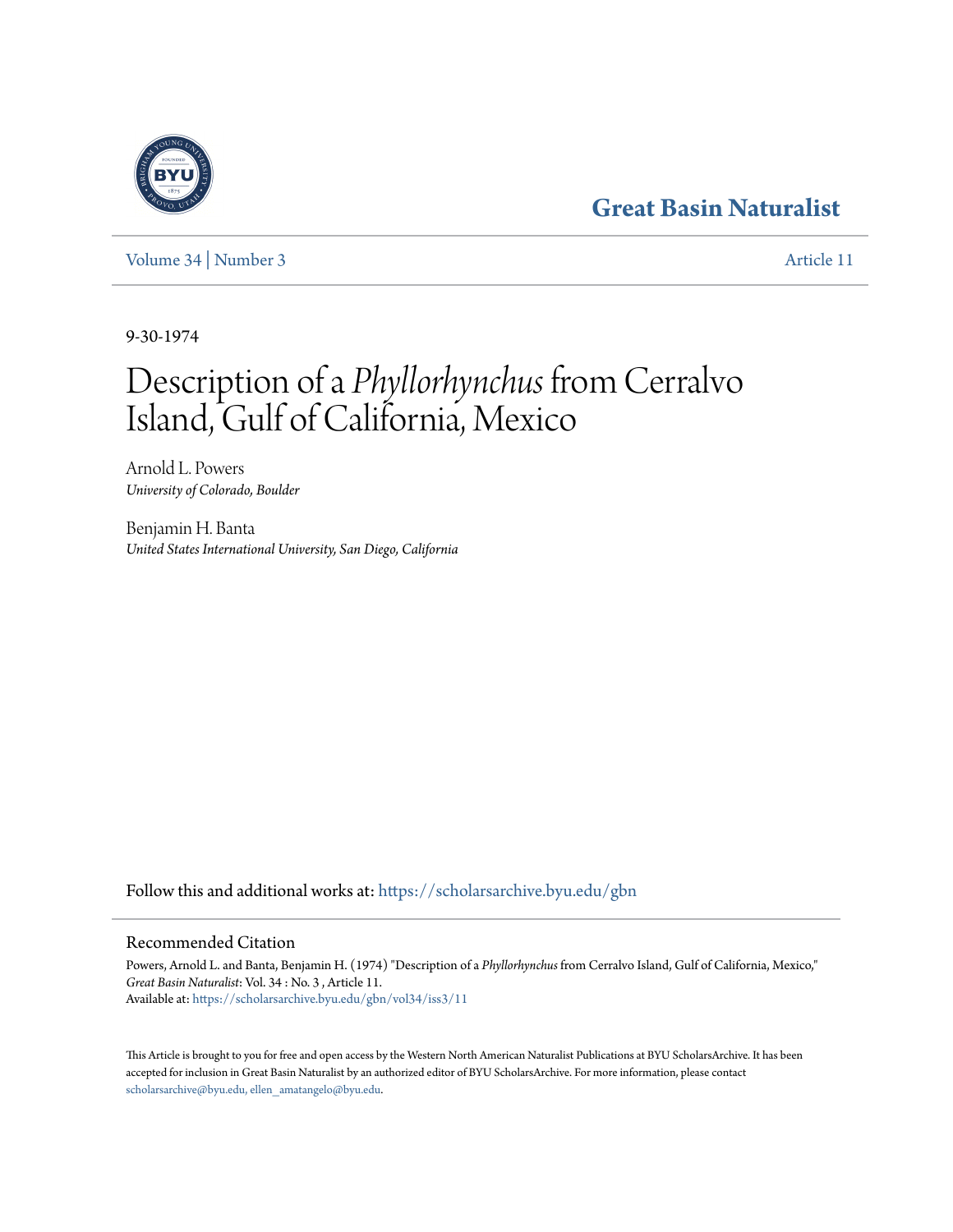# Great Basin Naturalist

Volume 34 | Number 3 Article 11

9-30-1974

# Description of a *Phyllorhynchus* from Cerralvo Island, Gulf of California, Mexico

Arnold L. Powers
*University of Colorado, Boulder*

Benjamin H. Banta
*United States International University, San Diego, California*

Follow this and additional works at: https://scholarsarchive.byu.edu/gbn

## Recommended Citation

Powers, Arnold L. and Banta, Benjamin H. (1974) "Description of a *Phyllorhynchus* from Cerralvo Island, Gulf of California, Mexico," *Great Basin Naturalist*: Vol. 34 : No. 3 , Article 11.
Available at: https://scholarsarchive.byu.edu/gbn/vol34/iss3/11

This Article is brought to you for free and open access by the Western North American Naturalist Publications at BYU ScholarsArchive. It has been accepted for inclusion in Great Basin Naturalist by an authorized editor of BYU ScholarsArchive. For more information, please contact scholarsarchive@byu.edu, ellen_amatangelo@byu.edu.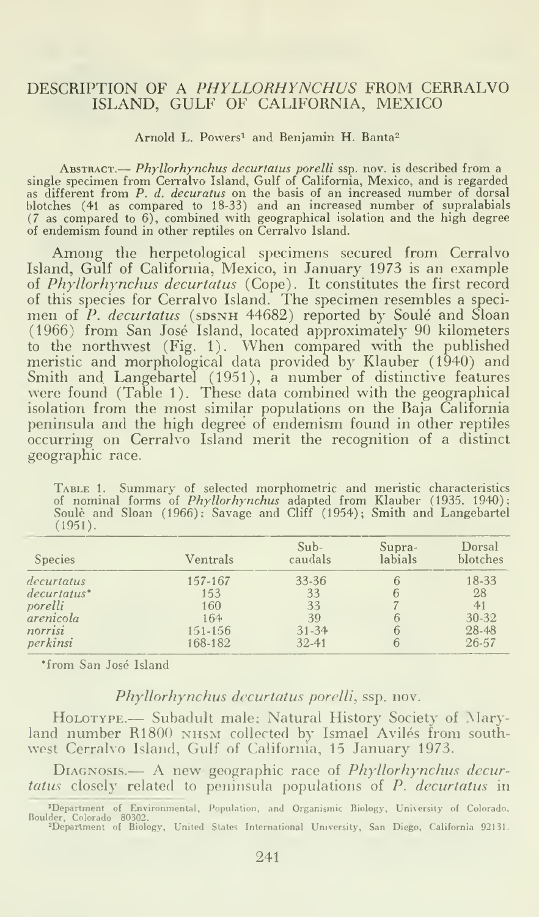# DESCRIPTION OF A *PHYLLORHYNCHUS* FROM CERRALVO ISLAND, GULF OF CALIFORNIA, MEXICO

Arnold L. Powers[1] and Benjamin H. Banta[2]

Abstract.— *Phyllorhynchus decurtatus porelli* ssp. nov. is described from a single specimen from Cerralvo Island, Gulf of California, Mexico, and is regarded as different from *P. d. decuratus* on the basis of an increased number of dorsal blotches (41 as compared to 18-33) and an increased number of supralabials (7 as compared to 6), combined with geographical isolation and the high degree of endemism found in other reptiles on Cerralvo Island.

Among the herpetological specimens secured from Cerralvo Island, Gulf of California, Mexico, in January 1973 is an example of *Phyllorhynchus decurtatus* (Cope). It constitutes the first record of this species for Cerralvo Island. The specimen resembles a specimen of *P. decurtatus* (SDSNH 44682) reported by Soulé and Sloan (1966) from San José Island, located approximately 90 kilometers to the northwest (Fig. 1). When compared with the published meristic and morphological data provided by Klauber (1940) and Smith and Langebartel (1951), a number of distinctive features were found (Table 1). These data combined with the geographical isolation from the most similar populations on the Baja California peninsula and the high degree of endemism found in other reptiles occurring on Cerralvo Island merit the recognition of a distinct geographic race.

Table 1. Summary of selected morphometric and meristic characteristics of nominal forms of *Phyllorhynchus* adapted from Klauber (1935. 1940); Soulè and Sloan (1966); Savage and Cliff (1954); Smith and Langebartel (1951).

| Species | Ventrals | Sub-caudals | Supra-labials | Dorsal blotches |
|---|---|---|---|---|
| *decurtatus* | 157-167 | 33-36 | 6 | 18-33 |
| *decurtatus*\* | 153 | 33 | 6 | 28 |
| *porelli* | 160 | 33 | 7 | 41 |
| *arenicola* | 164 | 39 | 6 | 30-32 |
| *norrisi* | 151-156 | 31-34 | 6 | 28-48 |
| *perkinsi* | 168-182 | 32-41 | 6 | 26-57 |

\*from San José Island

### *Phyllorhynchus decurtatus porelli*, ssp. nov.

Holotype.— Subadult male; Natural History Society of Maryland number R1800 NHSM collected by Ismael Avilés from southwest Cerralvo Island, Gulf of California, 15 January 1973.

Diagnosis.— A new geographic race of *Phyllorhynchus decurtatus* closely related to peninsula populations of *P. decurtatus* in

[1]Department of Environmental, Population, and Organismic Biology, University of Colorado, Boulder, Colorado 80302.

[2]Department of Biology, United States International University, San Diego, California 92131.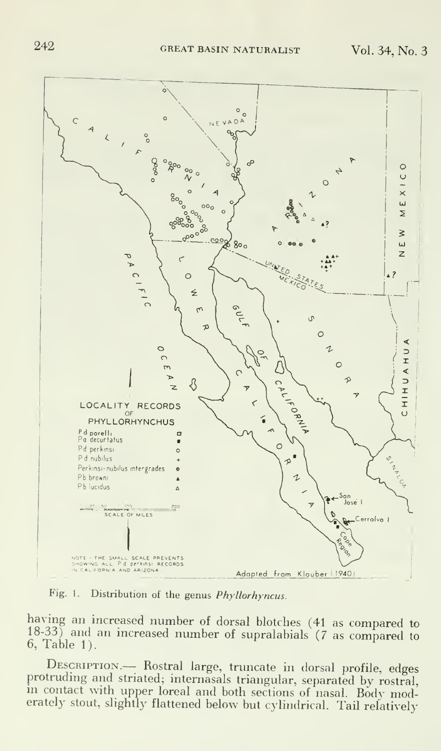Fig. 1. Distribution of the genus *Phyllorhyncus*.

having an increased number of dorsal blotches (41 as compared to 18-33) and an increased number of supralabials (7 as compared to 6, Table 1).

DESCRIPTION.— Rostral large, truncate in dorsal profile, edges protruding and striated; internasals triangular, separated by rostral, in contact with upper loreal and both sections of nasal. Body moderately stout, slightly flattened below but cylindrical. Tail relatively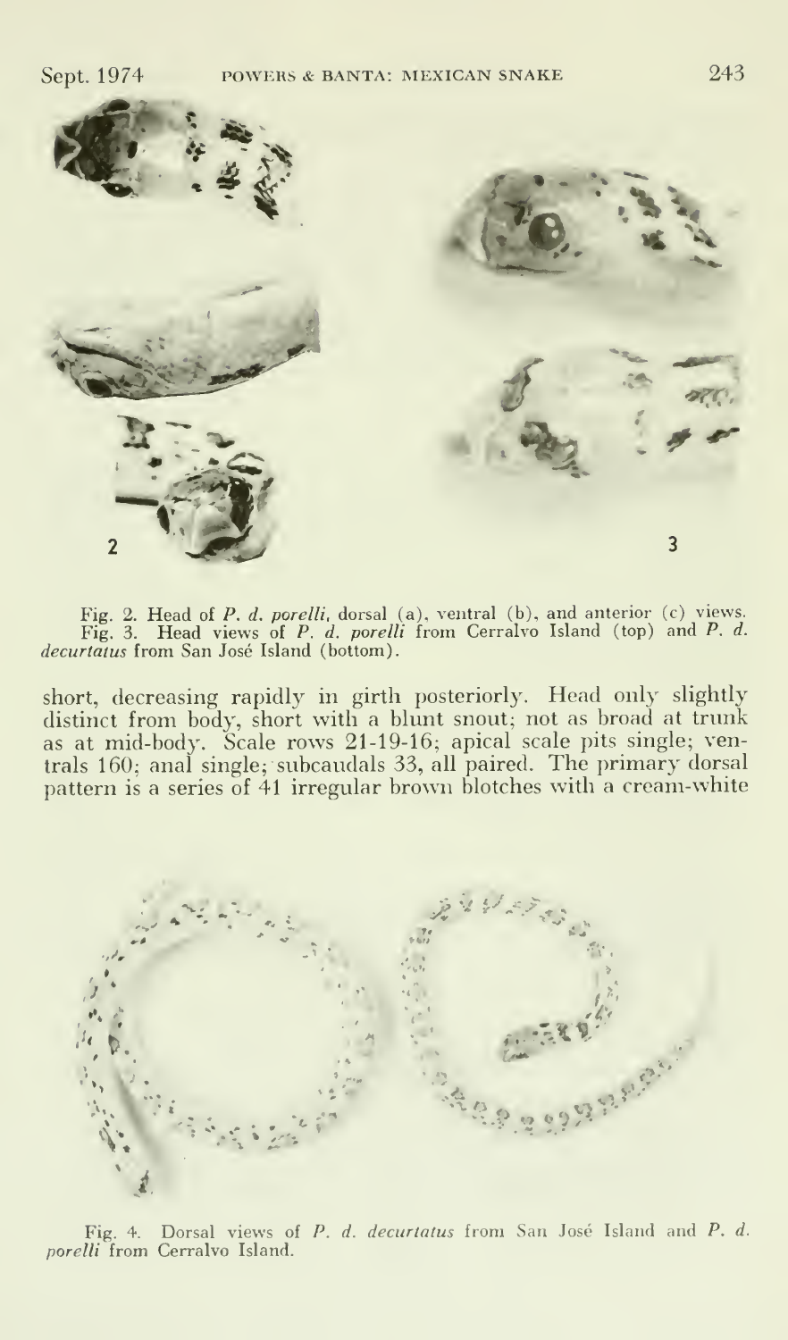Fig. 2. Head of *P. d. porelli*, dorsal (a), ventral (b), and anterior (c) views. Fig. 3. Head views of *P. d. porelli* from Cerralvo Island (top) and *P. d. decurtatus* from San José Island (bottom).

short, decreasing rapidly in girth posteriorly. Head only slightly distinct from body, short with a blunt snout; not as broad at trunk as at mid-body. Scale rows 21-19-16; apical scale pits single; ventrals 160; anal single; subcaudals 33, all paired. The primary dorsal pattern is a series of 41 irregular brown blotches with a cream-white

Fig. 4. Dorsal views of *P. d. decurtatus* from San José Island and *P. d. porelli* from Cerralvo Island.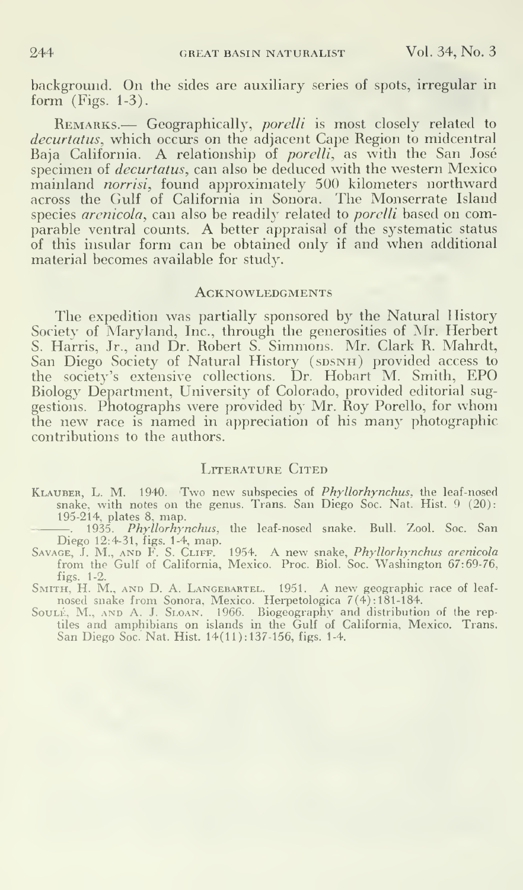background. On the sides are auxiliary series of spots, irregular in form (Figs. 1-3).

REMARKS.— Geographically, *porelli* is most closely related to *decurtatus*, which occurs on the adjacent Cape Region to midcentral Baja California. A relationship of *porelli*, as with the San José specimen of *decurtatus*, can also be deduced with the western Mexico mainland *norrisi*, found approximately 500 kilometers northward across the Gulf of California in Sonora. The Monserrate Island species *arenicola*, can also be readily related to *porelli* based on comparable ventral counts. A better appraisal of the systematic status of this insular form can be obtained only if and when additional material becomes available for study.

## ACKNOWLEDGMENTS

The expedition was partially sponsored by the Natural History Society of Maryland, Inc., through the generosities of Mr. Herbert S. Harris, Jr., and Dr. Robert S. Simmons. Mr. Clark R. Mahrdt, San Diego Society of Natural History (SDSNH) provided access to the society's extensive collections. Dr. Hobart M. Smith, EPO Biology Department, University of Colorado, provided editorial suggestions. Photographs were provided by Mr. Roy Porello, for whom the new race is named in appreciation of his many photographic contributions to the authors.

## LITERATURE CITED

KLAUBER, L. M. 1940. Two new subspecies of *Phyllorhynchus*, the leaf-nosed snake, with notes on the genus. Trans. San Diego Soc. Nat. Hist. 9 (20): 195-214, plates 8, map.

———. 1935. *Phyllorhynchus*, the leaf-nosed snake. Bull. Zool. Soc. San Diego 12:4-31, figs. 1-4, map.

SAVAGE, J. M., AND F. S. CLIFF. 1954. A new snake, *Phyllorhynchus arenicola* from the Gulf of California, Mexico. Proc. Biol. Soc. Washington 67:69-76, figs. 1-2.

SMITH, H. M., AND D. A. LANGEBARTEL. 1951. A new geographic race of leaf-nosed snake from Sonora, Mexico. Herpetologica 7(4):181-184.

SOULÉ, M., AND A. J. SLOAN. 1966. Biogeography and distribution of the reptiles and amphibians on islands in the Gulf of California, Mexico. Trans. San Diego Soc. Nat. Hist. 14(11):137-156, figs. 1-4.